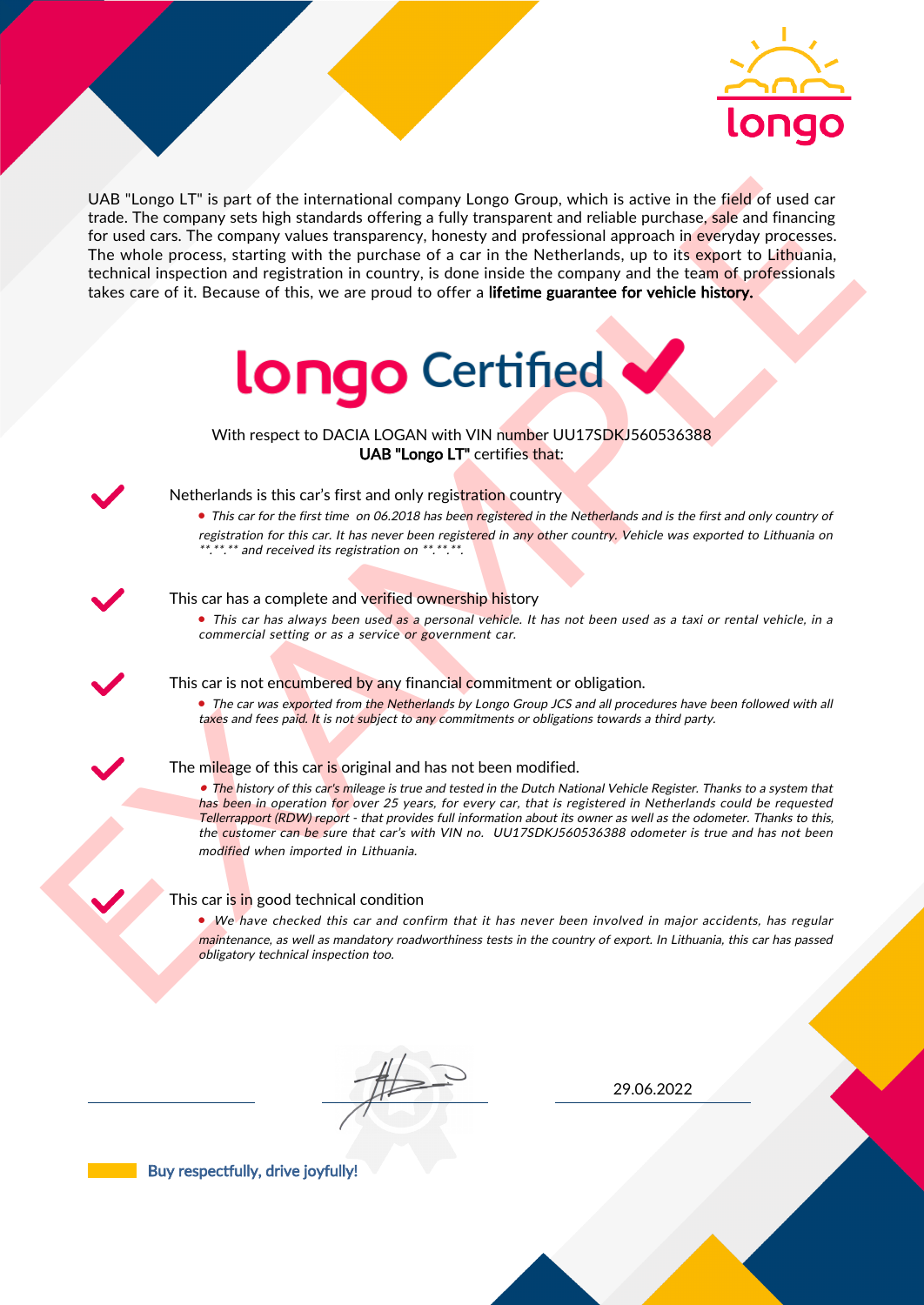longo

UAB "Longo LT" is part of the international company Longo Group, which is active in the field of used car trade. The company sets high standards offering a fully transparent and reliable purchase, sale and financing for used cars. The company values transparency, honesty and professional approach in everyday processes. The whole process, starting with the purchase of a car in the Netherlands, up to its export to Lithuania, technical inspection and registration in country, is done inside the company and the team of professionals takes care of it. Because of this, we are proud to offer a **lifetime guarantee for vehicle history.**

# longo Certified ✔

With respect to DACIA LOGAN with VIN number UU17SDKJ560536388
**UAB "Longo LT"** certifies that:

✔ Netherlands is this car's first and only registration country

- *This car for the first time on 06.2018 has been registered in the Netherlands and is the first and only country of registration for this car. It has never been registered in any other country. Vehicle was exported to Lithuania on \*\*.\*\*.\*\* and received its registration on \*\*.\*\*.\*\*.*

✔ This car has a complete and verified ownership history

- *This car has always been used as a personal vehicle. It has not been used as a taxi or rental vehicle, in a commercial setting or as a service or government car.*

✔ This car is not encumbered by any financial commitment or obligation.

- *The car was exported from the Netherlands by Longo Group JCS and all procedures have been followed with all taxes and fees paid. It is not subject to any commitments or obligations towards a third party.*

✔ The mileage of this car is original and has not been modified.

- *The history of this car's mileage is true and tested in the Dutch National Vehicle Register. Thanks to a system that has been in operation for over 25 years, for every car, that is registered in Netherlands could be requested Tellerrapport (RDW) report - that provides full information about its owner as well as the odometer. Thanks to this, the customer can be sure that car's with VIN no. UU17SDKJ560536388 odometer is true and has not been modified when imported in Lithuania.*

✔ This car is in good technical condition

- *We have checked this car and confirm that it has never been involved in major accidents, has regular maintenance, as well as mandatory roadworthiness tests in the country of export. In Lithuania, this car has passed obligatory technical inspection too.*

29.06.2022

EXAMPLE

Buy respectfully, drive joyfully!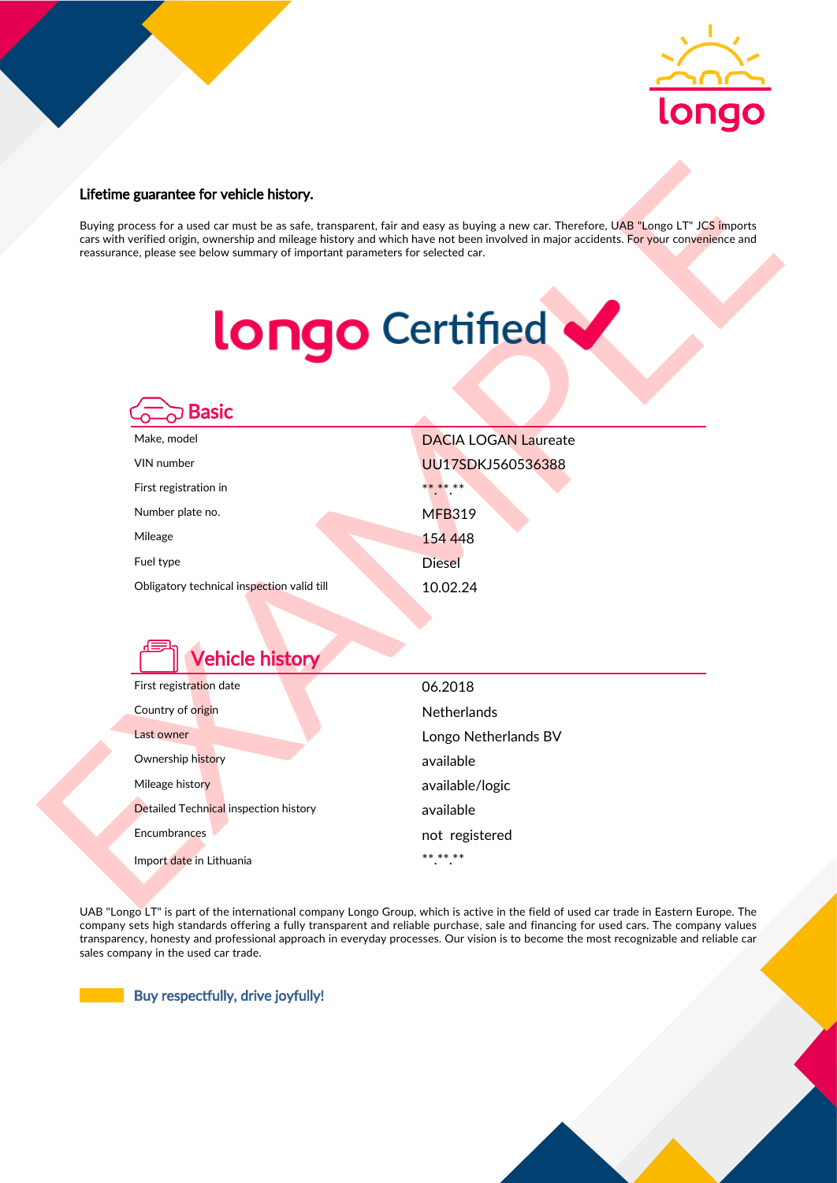longo

**Lifetime guarantee for vehicle history.**

Buying process for a used car must be as safe, transparent, fair and easy as buying a new car. Therefore, UAB "Longo LT" JCS imports cars with verified origin, ownership and mileage history and which have not been involved in major accidents. For your convenience and reassurance, please see below summary of important parameters for selected car.

# longo Certified

## Basic

| | |
|---|---|
| Make, model | DACIA LOGAN Laureate |
| VIN number | UU17SDKJ560536388 |
| First registration in | **.**.** |
| Number plate no. | MFB319 |
| Mileage | 154 448 |
| Fuel type | Diesel |
| Obligatory technical inspection valid till | 10.02.24 |

## Vehicle history

| | |
|---|---|
| First registration date | 06.2018 |
| Country of origin | Netherlands |
| Last owner | Longo Netherlands BV |
| Ownership history | available |
| Mileage history | available/logic |
| Detailed Technical inspection history | available |
| Encumbrances | not registered |
| Import date in Lithuania | **.**.** |

UAB "Longo LT" is part of the international company Longo Group, which is active in the field of used car trade in Eastern Europe. The company sets high standards offering a fully transparent and reliable purchase, sale and financing for used cars. The company values transparency, honesty and professional approach in everyday processes. Our vision is to become the most recognizable and reliable car sales company in the used car trade.

**Buy respectfully, drive joyfully!**

EXAMPLE